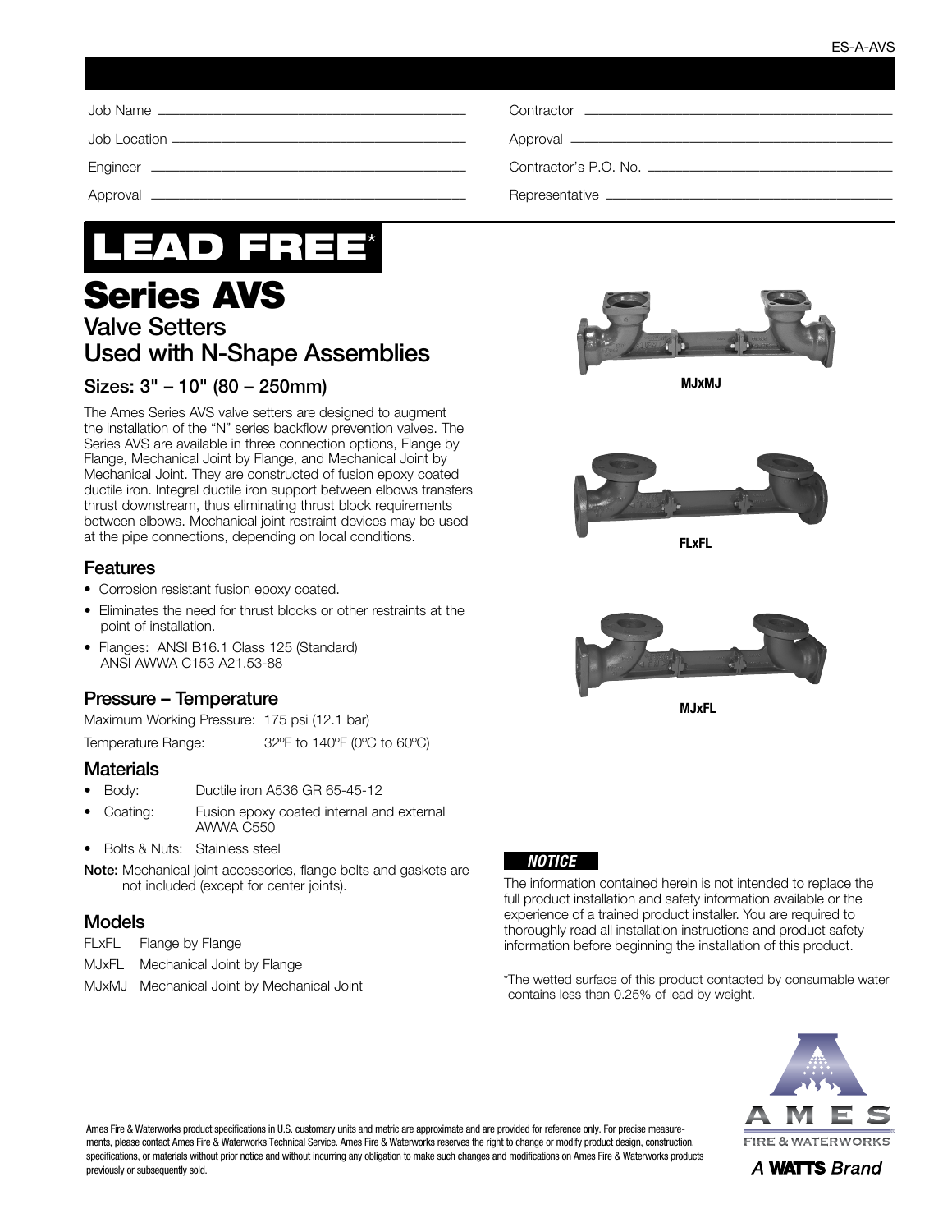ES-A-AVS

Job Name ______________________________ Contractor ______________________________

Job Location ______________________________ Approval ______________________________

Engineer ______________________________ Contractor's P.O. No. ______________________________

Approval ______________________________ Representative ______________________________

**LEAD FREE***

# Series AVS

## Valve Setters
## Used with N-Shape Assemblies

### Sizes: 3" – 10" (80 – 250mm)

The Ames Series AVS valve setters are designed to augment the installation of the "N" series backflow prevention valves. The Series AVS are available in three connection options, Flange by Flange, Mechanical Joint by Flange, and Mechanical Joint by Mechanical Joint. They are constructed of fusion epoxy coated ductile iron. Integral ductile iron support between elbows transfers thrust downstream, thus eliminating thrust block requirements between elbows. Mechanical joint restraint devices may be used at the pipe connections, depending on local conditions.

MJxMJ

FLxFL

MJxFL

### Features

- Corrosion resistant fusion epoxy coated.
- Eliminates the need for thrust blocks or other restraints at the point of installation.
- Flanges: ANSI B16.1 Class 125 (Standard) ANSI AWWA C153 A21.53-88

### Pressure – Temperature

Maximum Working Pressure: 175 psi (12.1 bar)

Temperature Range: 32ºF to 140ºF (0ºC to 60ºC)

### Materials

- Body: Ductile iron A536 GR 65-45-12
- Coating: Fusion epoxy coated internal and external AWWA C550
- Bolts & Nuts: Stainless steel

**Note:** Mechanical joint accessories, flange bolts and gaskets are not included (except for center joints).

### Models

FLxFL Flange by Flange

MJxFL Mechanical Joint by Flange

MJxMJ Mechanical Joint by Mechanical Joint

***NOTICE***

The information contained herein is not intended to replace the full product installation and safety information available or the experience of a trained product installer. You are required to thoroughly read all installation instructions and product safety information before beginning the installation of this product.

*The wetted surface of this product contacted by consumable water contains less than 0.25% of lead by weight.

Ames Fire & Waterworks product specifications in U.S. customary units and metric are approximate and are provided for reference only. For precise measurements, please contact Ames Fire & Waterworks Technical Service. Ames Fire & Waterworks reserves the right to change or modify product design, construction, specifications, or materials without prior notice and without incurring any obligation to make such changes and modifications on Ames Fire & Waterworks products previously or subsequently sold.

AMES FIRE & WATERWORKS

A WATTS Brand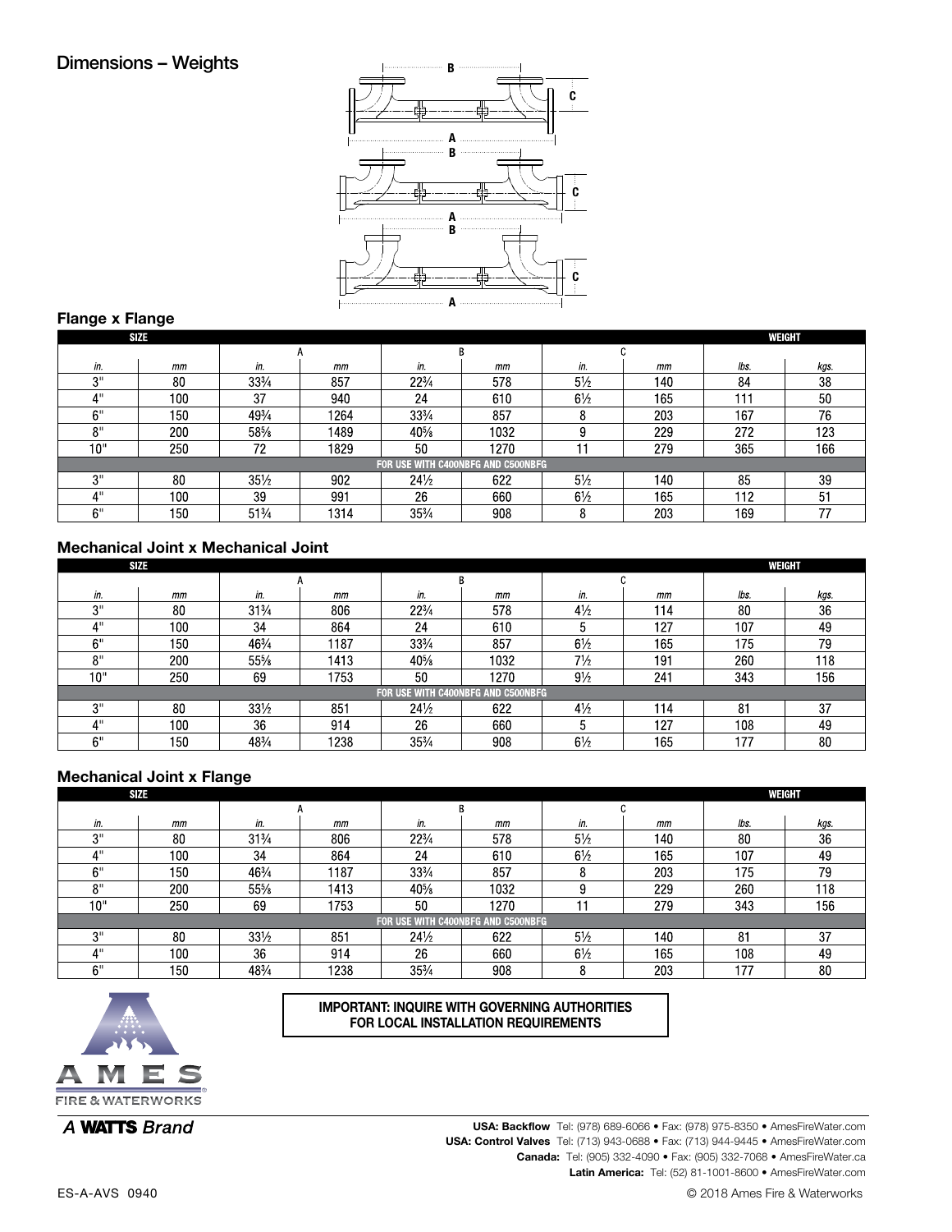## Dimensions – Weights

B
C
A
B
C
A
B
C
A

### Flange x Flange

| SIZE | | A | | B | | C | | WEIGHT | |
|---|---|---|---|---|---|---|---|---|---|
| *in.* | *mm* | *in.* | *mm* | *in.* | *mm* | *in.* | *mm* | *lbs.* | *kgs.* |
| 3" | 80 | 33¾ | 857 | 22¾ | 578 | 5½ | 140 | 84 | 38 |
| 4" | 100 | 37 | 940 | 24 | 610 | 6½ | 165 | 111 | 50 |
| 6" | 150 | 49¾ | 1264 | 33¾ | 857 | 8 | 203 | 167 | 76 |
| 8" | 200 | 58⅝ | 1489 | 40⅝ | 1032 | 9 | 229 | 272 | 123 |
| 10" | 250 | 72 | 1829 | 50 | 1270 | 11 | 279 | 365 | 166 |
| FOR USE WITH C400NBFG AND C500NBFG | | | | | | | | | |
| 3" | 80 | 35½ | 902 | 24½ | 622 | 5½ | 140 | 85 | 39 |
| 4" | 100 | 39 | 991 | 26 | 660 | 6½ | 165 | 112 | 51 |
| 6" | 150 | 51¾ | 1314 | 35¾ | 908 | 8 | 203 | 169 | 77 |

### Mechanical Joint x Mechanical Joint

| SIZE | | A | | B | | C | | WEIGHT | |
|---|---|---|---|---|---|---|---|---|---|
| *in.* | *mm* | *in.* | *mm* | *in.* | *mm* | *in.* | *mm* | *lbs.* | *kgs.* |
| 3" | 80 | 31¾ | 806 | 22¾ | 578 | 4½ | 114 | 80 | 36 |
| 4" | 100 | 34 | 864 | 24 | 610 | 5 | 127 | 107 | 49 |
| 6" | 150 | 46¾ | 1187 | 33¾ | 857 | 6½ | 165 | 175 | 79 |
| 8" | 200 | 55⅝ | 1413 | 40⅝ | 1032 | 7½ | 191 | 260 | 118 |
| 10" | 250 | 69 | 1753 | 50 | 1270 | 9½ | 241 | 343 | 156 |
| FOR USE WITH C400NBFG AND C500NBFG | | | | | | | | | |
| 3" | 80 | 33½ | 851 | 24½ | 622 | 4½ | 114 | 81 | 37 |
| 4" | 100 | 36 | 914 | 26 | 660 | 5 | 127 | 108 | 49 |
| 6" | 150 | 48¾ | 1238 | 35¾ | 908 | 6½ | 165 | 177 | 80 |

### Mechanical Joint x Flange

| SIZE | | A | | B | | C | | WEIGHT | |
|---|---|---|---|---|---|---|---|---|---|
| *in.* | *mm* | *in.* | *mm* | *in.* | *mm* | *in.* | *mm* | *lbs.* | *kgs.* |
| 3" | 80 | 31¾ | 806 | 22¾ | 578 | 5½ | 140 | 80 | 36 |
| 4" | 100 | 34 | 864 | 24 | 610 | 6½ | 165 | 107 | 49 |
| 6" | 150 | 46¾ | 1187 | 33¾ | 857 | 8 | 203 | 175 | 79 |
| 8" | 200 | 55⅝ | 1413 | 40⅝ | 1032 | 9 | 229 | 260 | 118 |
| 10" | 250 | 69 | 1753 | 50 | 1270 | 11 | 279 | 343 | 156 |
| FOR USE WITH C400NBFG AND C500NBFG | | | | | | | | | |
| 3" | 80 | 33½ | 851 | 24½ | 622 | 5½ | 140 | 81 | 37 |
| 4" | 100 | 36 | 914 | 26 | 660 | 6½ | 165 | 108 | 49 |
| 6" | 150 | 48¾ | 1238 | 35¾ | 908 | 8 | 203 | 177 | 80 |

**IMPORTANT: INQUIRE WITH GOVERNING AUTHORITIES FOR LOCAL INSTALLATION REQUIREMENTS**

AMES FIRE & WATERWORKS

*A* **WATTS** *Brand*

**USA: Backflow** Tel: (978) 689-6066 • Fax: (978) 975-8350 • AmesFireWater.com
**USA: Control Valves** Tel: (713) 943-0688 • Fax: (713) 944-9445 • AmesFireWater.com
**Canada:** Tel: (905) 332-4090 • Fax: (905) 332-7068 • AmesFireWater.ca
**Latin America:** Tel: (52) 81-1001-8600 • AmesFireWater.com

ES-A-AVS 0940

© 2018 Ames Fire & Waterworks